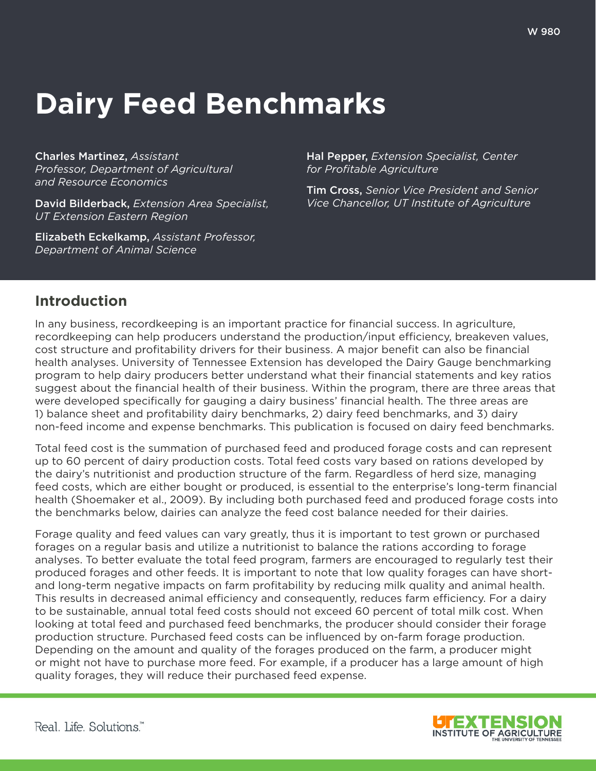W 980

# Dairy Feed Benchmarks

**Charles Martinez,** *Assistant Professor, Department of Agricultural and Resource Economics*

**David Bilderback,** *Extension Area Specialist, UT Extension Eastern Region*

**Elizabeth Eckelkamp,** *Assistant Professor, Department of Animal Science*

**Hal Pepper,** *Extension Specialist, Center for Profitable Agriculture*

**Tim Cross,** *Senior Vice President and Senior Vice Chancellor, UT Institute of Agriculture*

## Introduction

In any business, recordkeeping is an important practice for financial success. In agriculture, recordkeeping can help producers understand the production/input efficiency, breakeven values, cost structure and profitability drivers for their business. A major benefit can also be financial health analyses. University of Tennessee Extension has developed the Dairy Gauge benchmarking program to help dairy producers better understand what their financial statements and key ratios suggest about the financial health of their business. Within the program, there are three areas that were developed specifically for gauging a dairy business' financial health. The three areas are 1) balance sheet and profitability dairy benchmarks, 2) dairy feed benchmarks, and 3) dairy non-feed income and expense benchmarks. This publication is focused on dairy feed benchmarks.

Total feed cost is the summation of purchased feed and produced forage costs and can represent up to 60 percent of dairy production costs. Total feed costs vary based on rations developed by the dairy's nutritionist and production structure of the farm. Regardless of herd size, managing feed costs, which are either bought or produced, is essential to the enterprise's long-term financial health (Shoemaker et al., 2009). By including both purchased feed and produced forage costs into the benchmarks below, dairies can analyze the feed cost balance needed for their dairies.

Forage quality and feed values can vary greatly, thus it is important to test grown or purchased forages on a regular basis and utilize a nutritionist to balance the rations according to forage analyses. To better evaluate the total feed program, farmers are encouraged to regularly test their produced forages and other feeds. It is important to note that low quality forages can have short- and long-term negative impacts on farm profitability by reducing milk quality and animal health. This results in decreased animal efficiency and consequently, reduces farm efficiency. For a dairy to be sustainable, annual total feed costs should not exceed 60 percent of total milk cost. When looking at total feed and purchased feed benchmarks, the producer should consider their forage production structure. Purchased feed costs can be influenced by on-farm forage production. Depending on the amount and quality of the forages produced on the farm, a producer might or might not have to purchase more feed. For example, if a producer has a large amount of high quality forages, they will reduce their purchased feed expense.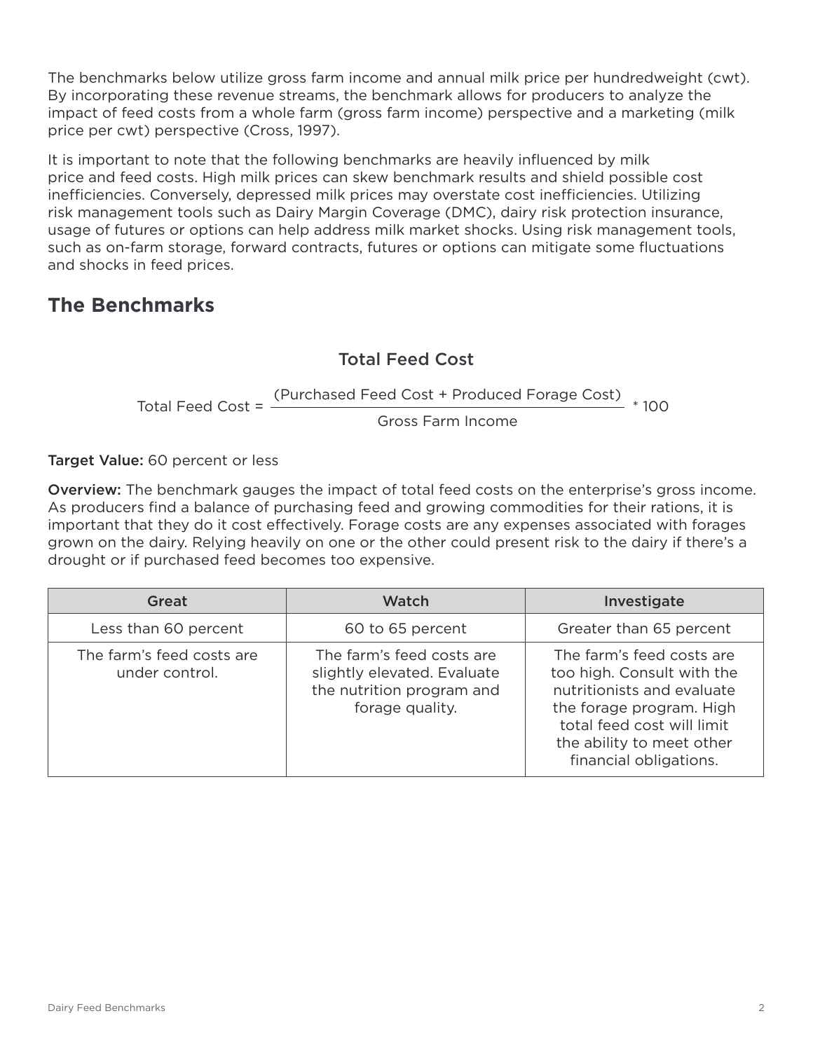The benchmarks below utilize gross farm income and annual milk price per hundredweight (cwt). By incorporating these revenue streams, the benchmark allows for producers to analyze the impact of feed costs from a whole farm (gross farm income) perspective and a marketing (milk price per cwt) perspective (Cross, 1997).

It is important to note that the following benchmarks are heavily influenced by milk price and feed costs. High milk prices can skew benchmark results and shield possible cost inefficiencies. Conversely, depressed milk prices may overstate cost inefficiencies. Utilizing risk management tools such as Dairy Margin Coverage (DMC), dairy risk protection insurance, usage of futures or options can help address milk market shocks. Using risk management tools, such as on-farm storage, forward contracts, futures or options can mitigate some fluctuations and shocks in feed prices.

## The Benchmarks

### Total Feed Cost

$$\text{Total Feed Cost} = \frac{(\text{Purchased Feed Cost} + \text{Produced Forage Cost})}{\text{Gross Farm Income}} * 100$$

**Target Value:** 60 percent or less

**Overview:** The benchmark gauges the impact of total feed costs on the enterprise's gross income. As producers find a balance of purchasing feed and growing commodities for their rations, it is important that they do it cost effectively. Forage costs are any expenses associated with forages grown on the dairy. Relying heavily on one or the other could present risk to the dairy if there's a drought or if purchased feed becomes too expensive.

| Great | Watch | Investigate |
|---|---|---|
| Less than 60 percent | 60 to 65 percent | Greater than 65 percent |
| The farm's feed costs are under control. | The farm's feed costs are slightly elevated. Evaluate the nutrition program and forage quality. | The farm's feed costs are too high. Consult with the nutritionists and evaluate the forage program. High total feed cost will limit the ability to meet other financial obligations. |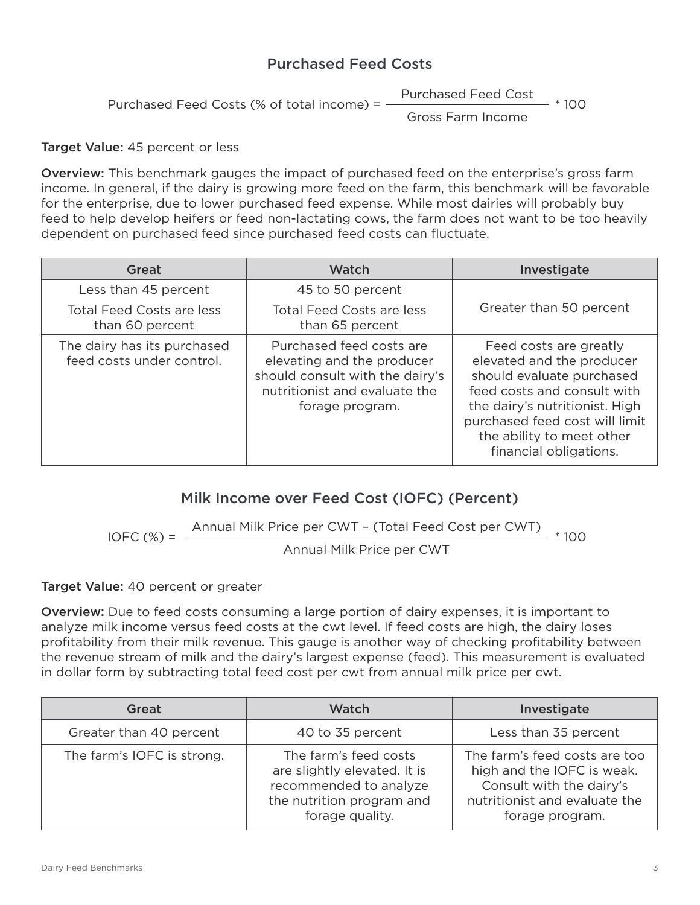## Purchased Feed Costs

$$\text{Purchased Feed Costs (\% of total income)} = \frac{\text{Purchased Feed Cost}}{\text{Gross Farm Income}} * 100$$

**Target Value:** 45 percent or less

**Overview:** This benchmark gauges the impact of purchased feed on the enterprise's gross farm income. In general, if the dairy is growing more feed on the farm, this benchmark will be favorable for the enterprise, due to lower purchased feed expense. While most dairies will probably buy feed to help develop heifers or feed non-lactating cows, the farm does not want to be too heavily dependent on purchased feed since purchased feed costs can fluctuate.

| Great | Watch | Investigate |
| --- | --- | --- |
| Less than 45 percent<br>Total Feed Costs are less than 60 percent | 45 to 50 percent<br>Total Feed Costs are less than 65 percent | Greater than 50 percent |
| The dairy has its purchased feed costs under control. | Purchased feed costs are elevating and the producer should consult with the dairy's nutritionist and evaluate the forage program. | Feed costs are greatly elevated and the producer should evaluate purchased feed costs and consult with the dairy's nutritionist. High purchased feed cost will limit the ability to meet other financial obligations. |

## Milk Income over Feed Cost (IOFC) (Percent)

$$\text{IOFC (\%)} = \frac{\text{Annual Milk Price per CWT} - (\text{Total Feed Cost per CWT})}{\text{Annual Milk Price per CWT}} * 100$$

**Target Value:** 40 percent or greater

**Overview:** Due to feed costs consuming a large portion of dairy expenses, it is important to analyze milk income versus feed costs at the cwt level. If feed costs are high, the dairy loses profitability from their milk revenue. This gauge is another way of checking profitability between the revenue stream of milk and the dairy's largest expense (feed). This measurement is evaluated in dollar form by subtracting total feed cost per cwt from annual milk price per cwt.

| Great | Watch | Investigate |
| --- | --- | --- |
| Greater than 40 percent | 40 to 35 percent | Less than 35 percent |
| The farm's IOFC is strong. | The farm's feed costs are slightly elevated. It is recommended to analyze the nutrition program and forage quality. | The farm's feed costs are too high and the IOFC is weak. Consult with the dairy's nutritionist and evaluate the forage program. |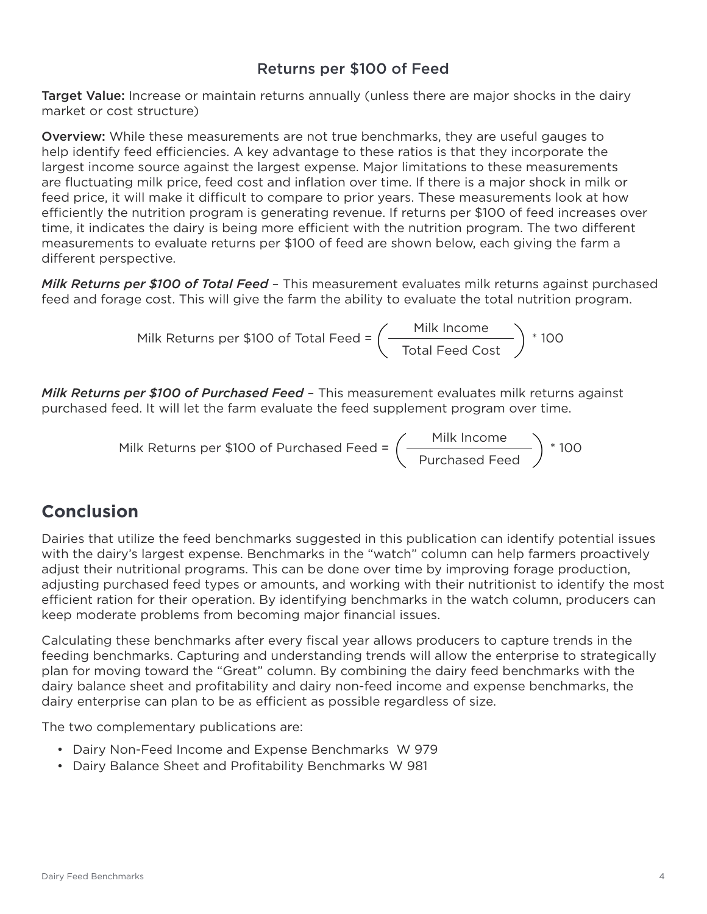### Returns per $100 of Feed

**Target Value:** Increase or maintain returns annually (unless there are major shocks in the dairy market or cost structure)

**Overview:** While these measurements are not true benchmarks, they are useful gauges to help identify feed efficiencies. A key advantage to these ratios is that they incorporate the largest income source against the largest expense. Major limitations to these measurements are fluctuating milk price, feed cost and inflation over time. If there is a major shock in milk or feed price, it will make it difficult to compare to prior years. These measurements look at how efficiently the nutrition program is generating revenue. If returns per $100 of feed increases over time, it indicates the dairy is being more efficient with the nutrition program. The two different measurements to evaluate returns per $100 of feed are shown below, each giving the farm a different perspective.

***Milk Returns per $100 of Total Feed*** – This measurement evaluates milk returns against purchased feed and forage cost. This will give the farm the ability to evaluate the total nutrition program.

$$\text{Milk Returns per \$100 of Total Feed} = \left( \frac{\text{Milk Income}}{\text{Total Feed Cost}} \right) * 100$$

***Milk Returns per $100 of Purchased Feed*** – This measurement evaluates milk returns against purchased feed. It will let the farm evaluate the feed supplement program over time.

$$\text{Milk Returns per \$100 of Purchased Feed} = \left( \frac{\text{Milk Income}}{\text{Purchased Feed}} \right) * 100$$

## Conclusion

Dairies that utilize the feed benchmarks suggested in this publication can identify potential issues with the dairy's largest expense. Benchmarks in the "watch" column can help farmers proactively adjust their nutritional programs. This can be done over time by improving forage production, adjusting purchased feed types or amounts, and working with their nutritionist to identify the most efficient ration for their operation. By identifying benchmarks in the watch column, producers can keep moderate problems from becoming major financial issues.

Calculating these benchmarks after every fiscal year allows producers to capture trends in the feeding benchmarks. Capturing and understanding trends will allow the enterprise to strategically plan for moving toward the "Great" column. By combining the dairy feed benchmarks with the dairy balance sheet and profitability and dairy non-feed income and expense benchmarks, the dairy enterprise can plan to be as efficient as possible regardless of size.

The two complementary publications are:

- Dairy Non-Feed Income and Expense Benchmarks W 979
- Dairy Balance Sheet and Profitability Benchmarks W 981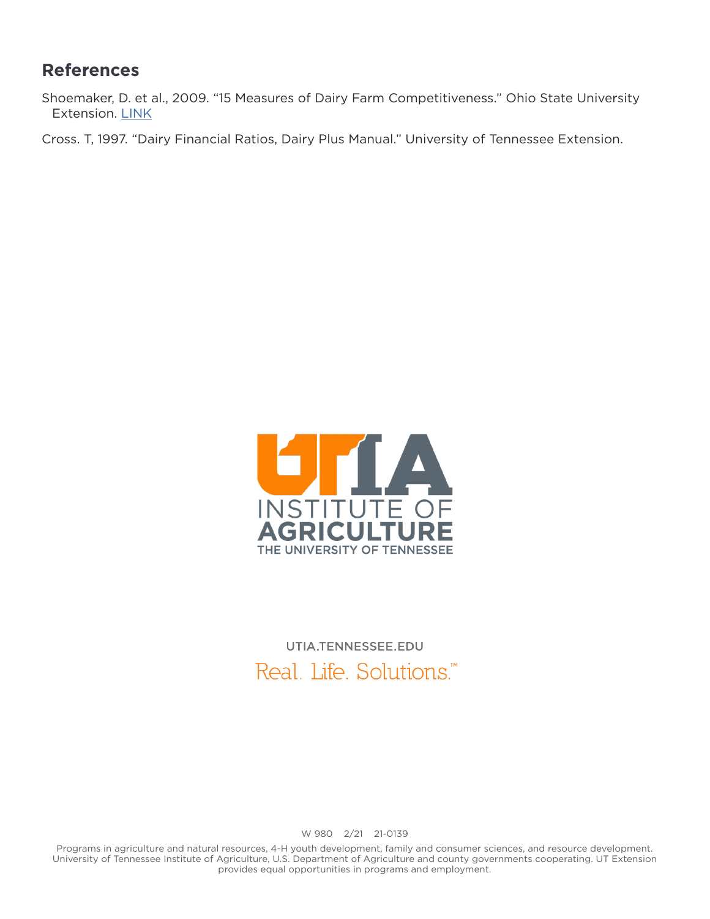## References

Shoemaker, D. et al., 2009. "15 Measures of Dairy Farm Competitiveness." Ohio State University Extension. LINK

Cross. T, 1997. "Dairy Financial Ratios, Dairy Plus Manual." University of Tennessee Extension.

UTIA INSTITUTE OF AGRICULTURE THE UNIVERSITY OF TENNESSEE

UTIA.TENNESSEE.EDU

Real. Life. Solutions.™

W 980 2/21 21-0139

Programs in agriculture and natural resources, 4-H youth development, family and consumer sciences, and resource development. University of Tennessee Institute of Agriculture, U.S. Department of Agriculture and county governments cooperating. UT Extension provides equal opportunities in programs and employment.